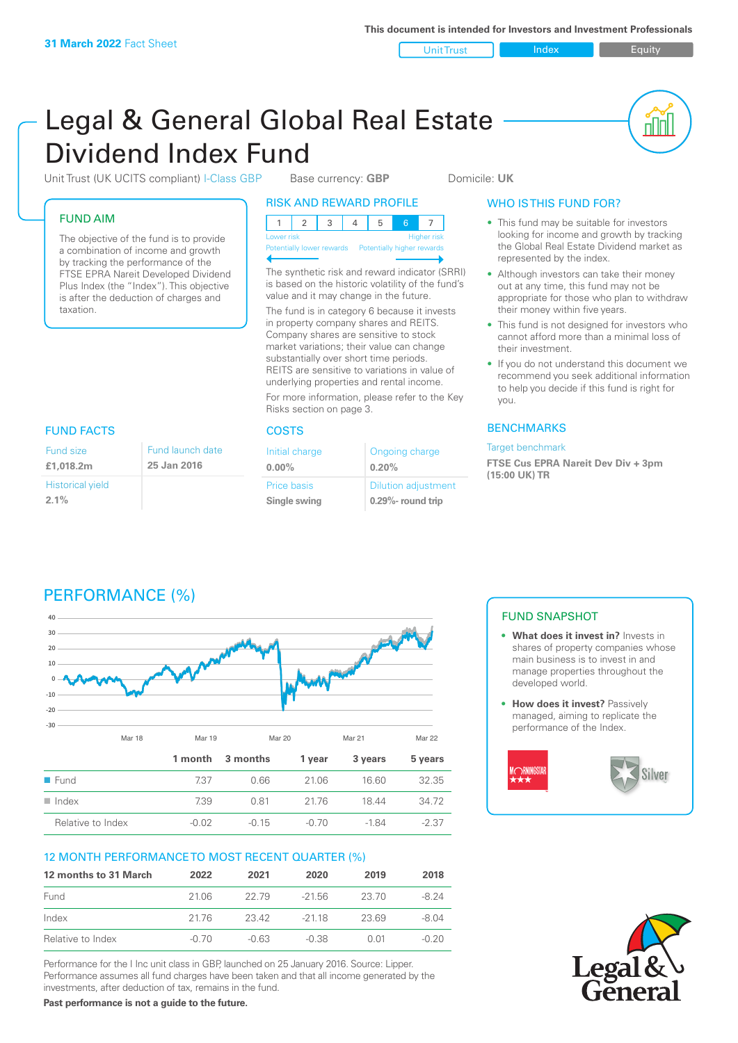**31 March 2022** Fact Sheet

This document is intended for Investors and Investment Professionals

Unit Trust | Index | Equity

# Legal & General Global Real Estate Dividend Index Fund

Unit Trust (UK UCITS compliant) I-Class GBP   Base currency: **GBP**   Domicile: **UK**

## FUND AIM

The objective of the fund is to provide a combination of income and growth by tracking the performance of the FTSE EPRA Nareit Developed Dividend Plus Index (the "Index"). This objective is after the deduction of charges and taxation.

## RISK AND REWARD PROFILE

| 1 | 2 | 3 | 4 | 5 | 6 | 7 |
|---|---|---|---|---|---|---|

Lower risk — Potentially lower rewards / Higher risk — Potentially higher rewards

The synthetic risk and reward indicator (SRRI) is based on the historic volatility of the fund's value and it may change in the future.

The fund is in category 6 because it invests in property company shares and REITS. Company shares are sensitive to stock market variations; their value can change substantially over short time periods. REITS are sensitive to variations in value of underlying properties and rental income.

For more information, please refer to the Key Risks section on page 3.

## WHO IS THIS FUND FOR?

- This fund may be suitable for investors looking for income and growth by tracking the Global Real Estate Dividend market as represented by the index.
- Although investors can take their money out at any time, this fund may not be appropriate for those who plan to withdraw their money within five years.
- This fund is not designed for investors who cannot afford more than a minimal loss of their investment.
- If you do not understand this document we recommend you seek additional information to help you decide if this fund is right for you.

## FUND FACTS

| Fund size | Fund launch date |
|---|---|
| **£1,018.2m** | **25 Jan 2016** |
| Historical yield | |
| **2.1%** | |

## COSTS

| Initial charge | Ongoing charge |
|---|---|
| **0.00%** | **0.20%** |
| Price basis | Dilution adjustment |
| **Single swing** | **0.29%- round trip** |

## BENCHMARKS

Target benchmark

**FTSE Cus EPRA Nareit Dev Div + 3pm (15:00 UK) TR**

## PERFORMANCE (%)

| | 1 month | 3 months | 1 year | 3 years | 5 years |
|---|---|---|---|---|---|
| Fund | 7.37 | 0.66 | 21.06 | 16.60 | 32.35 |
| Index | 7.39 | 0.81 | 21.76 | 18.44 | 34.72 |
| Relative to Index | -0.02 | -0.15 | -0.70 | -1.84 | -2.37 |

## 12 MONTH PERFORMANCE TO MOST RECENT QUARTER (%)

| 12 months to 31 March | 2022 | 2021 | 2020 | 2019 | 2018 |
|---|---|---|---|---|---|
| Fund | 21.06 | 22.79 | -21.56 | 23.70 | -8.24 |
| Index | 21.76 | 23.42 | -21.18 | 23.69 | -8.04 |
| Relative to Index | -0.70 | -0.63 | -0.38 | 0.01 | -0.20 |

Performance for the I Inc unit class in GBP, launched on 25 January 2016. Source: Lipper. Performance assumes all fund charges have been taken and that all income generated by the investments, after deduction of tax, remains in the fund.

**Past performance is not a guide to the future.**

## FUND SNAPSHOT

- **What does it invest in?** Invests in shares of property companies whose main business is to invest in and manage properties throughout the developed world.
- **How does it invest?** Passively managed, aiming to replicate the performance of the Index.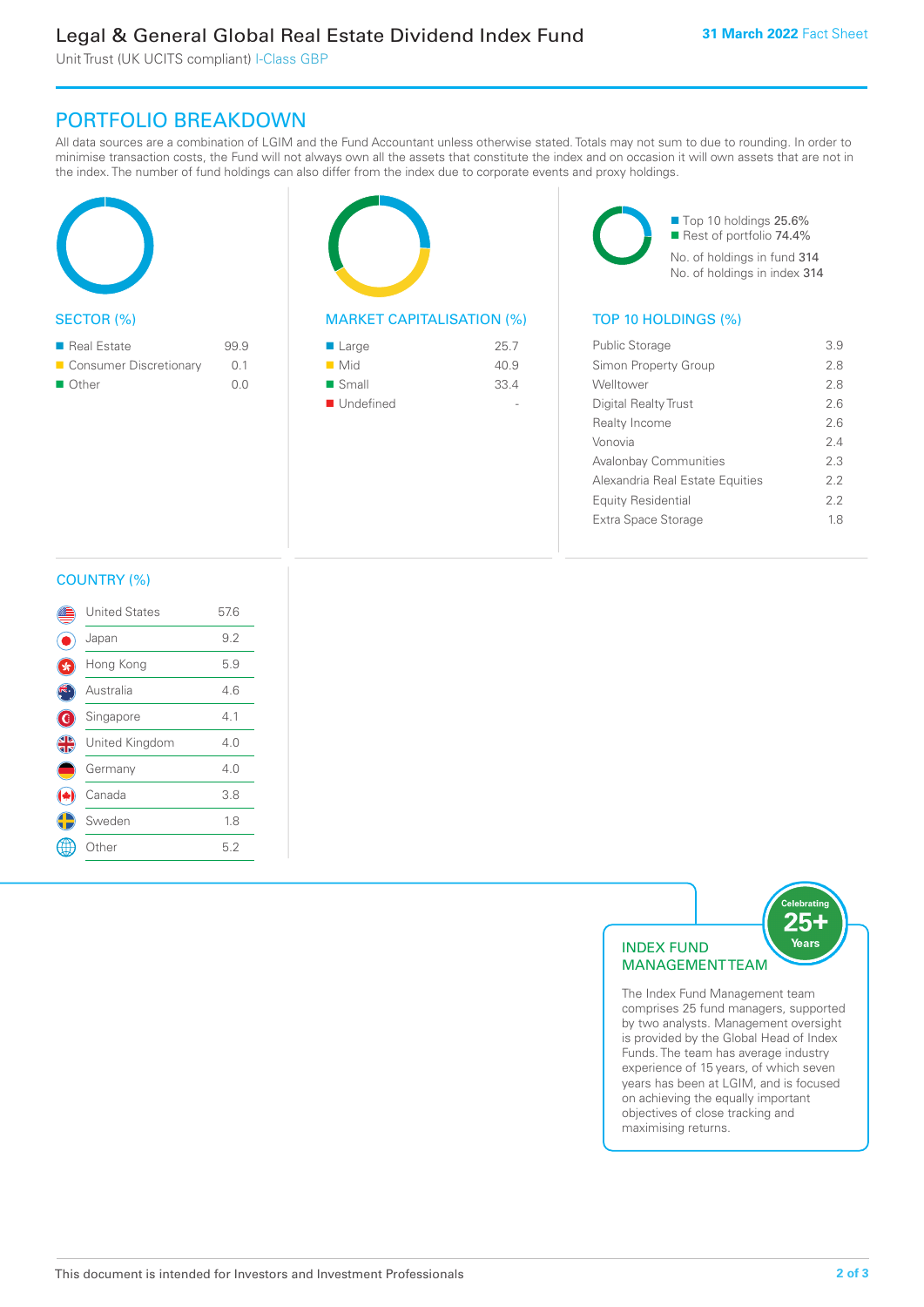# Legal & General Global Real Estate Dividend Index Fund

Unit Trust (UK UCITS compliant) I-Class GBP

31 March 2022 Fact Sheet

## PORTFOLIO BREAKDOWN

All data sources are a combination of LGIM and the Fund Accountant unless otherwise stated. Totals may not sum to due to rounding. In order to minimise transaction costs, the Fund will not always own all the assets that constitute the index and on occasion it will own assets that are not in the index. The number of fund holdings can also differ from the index due to corporate events and proxy holdings.

### SECTOR (%)

| Sector | % |
|---|---|
| Real Estate | 99.9 |
| Consumer Discretionary | 0.1 |
| Other | 0.0 |

### MARKET CAPITALISATION (%)

| Market Capitalisation | % |
|---|---|
| Large | 25.7 |
| Mid | 40.9 |
| Small | 33.4 |
| Undefined | - |

- Top 10 holdings 25.6%
- Rest of portfolio 74.4%

No. of holdings in fund 314
No. of holdings in index 314

### TOP 10 HOLDINGS (%)

| Holding | % |
|---|---|
| Public Storage | 3.9 |
| Simon Property Group | 2.8 |
| Welltower | 2.8 |
| Digital Realty Trust | 2.6 |
| Realty Income | 2.6 |
| Vonovia | 2.4 |
| Avalonbay Communities | 2.3 |
| Alexandria Real Estate Equities | 2.2 |
| Equity Residential | 2.2 |
| Extra Space Storage | 1.8 |

### COUNTRY (%)

| Country | % |
|---|---|
| United States | 57.6 |
| Japan | 9.2 |
| Hong Kong | 5.9 |
| Australia | 4.6 |
| Singapore | 4.1 |
| United Kingdom | 4.0 |
| Germany | 4.0 |
| Canada | 3.8 |
| Sweden | 1.8 |
| Other | 5.2 |

### INDEX FUND MANAGEMENT TEAM

Celebrating 25+ Years

The Index Fund Management team comprises 25 fund managers, supported by two analysts. Management oversight is provided by the Global Head of Index Funds. The team has average industry experience of 15 years, of which seven years has been at LGIM, and is focused on achieving the equally important objectives of close tracking and maximising returns.

This document is intended for Investors and Investment Professionals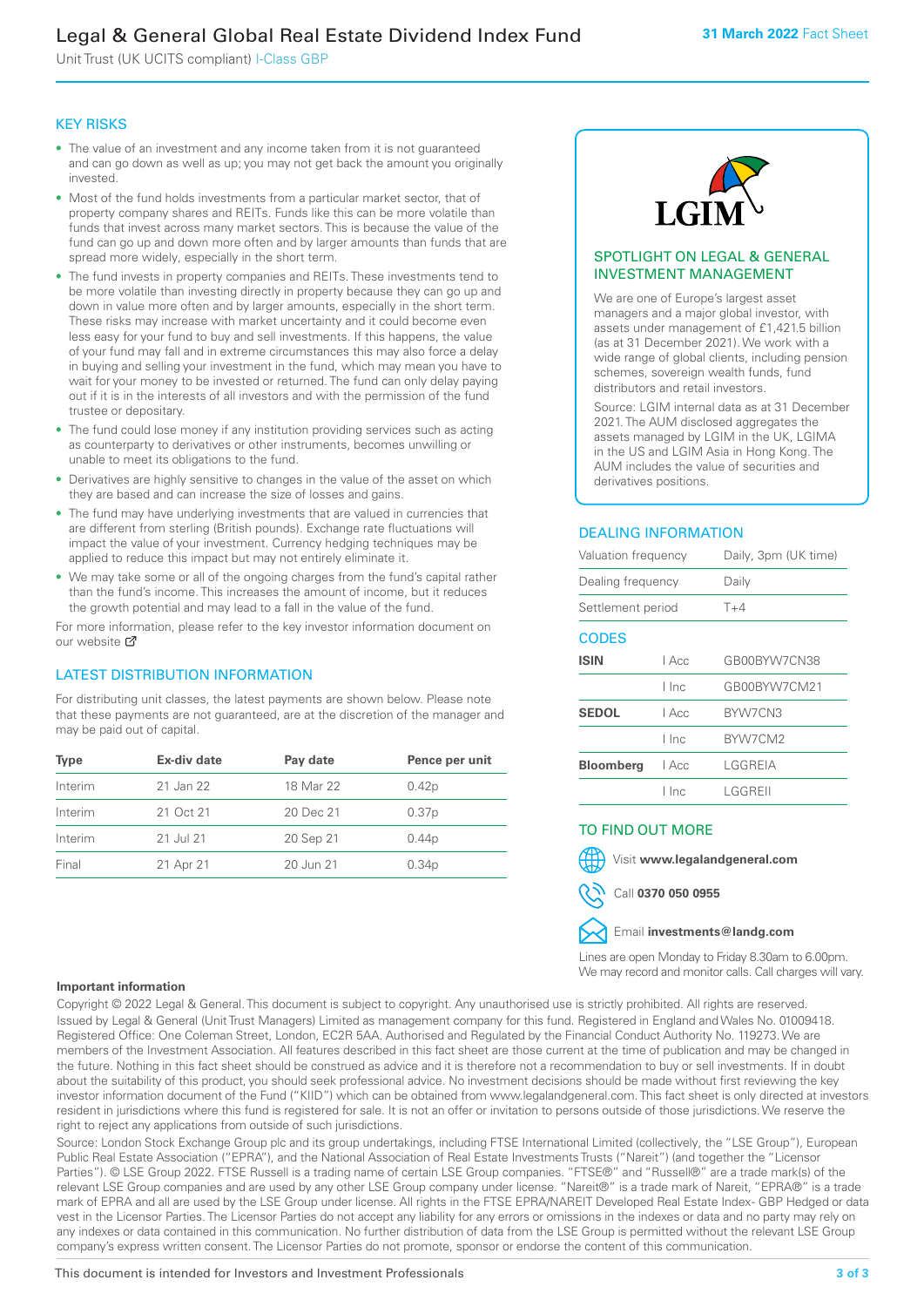# Legal & General Global Real Estate Dividend Index Fund

Unit Trust (UK UCITS compliant) I-Class GBP

31 March 2022 Fact Sheet

## KEY RISKS

- The value of an investment and any income taken from it is not guaranteed and can go down as well as up; you may not get back the amount you originally invested.
- Most of the fund holds investments from a particular market sector, that of property company shares and REITs. Funds like this can be more volatile than funds that invest across many market sectors. This is because the value of the fund can go up and down more often and by larger amounts than funds that are spread more widely, especially in the short term.
- The fund invests in property companies and REITs. These investments tend to be more volatile than investing directly in property because they can go up and down in value more often and by larger amounts, especially in the short term. These risks may increase with market uncertainty and it could become even less easy for your fund to buy and sell investments. If this happens, the value of your fund may fall and in extreme circumstances this may also force a delay in buying and selling your investment in the fund, which may mean you have to wait for your money to be invested or returned. The fund can only delay paying out if it is in the interests of all investors and with the permission of the fund trustee or depositary.
- The fund could lose money if any institution providing services such as acting as counterparty to derivatives or other instruments, becomes unwilling or unable to meet its obligations to the fund.
- Derivatives are highly sensitive to changes in the value of the asset on which they are based and can increase the size of losses and gains.
- The fund may have underlying investments that are valued in currencies that are different from sterling (British pounds). Exchange rate fluctuations will impact the value of your investment. Currency hedging techniques may be applied to reduce this impact but may not entirely eliminate it.
- We may take some or all of the ongoing charges from the fund's capital rather than the fund's income. This increases the amount of income, but it reduces the growth potential and may lead to a fall in the value of the fund.

For more information, please refer to the key investor information document on our website

## LATEST DISTRIBUTION INFORMATION

For distributing unit classes, the latest payments are shown below. Please note that these payments are not guaranteed, are at the discretion of the manager and may be paid out of capital.

| Type | Ex-div date | Pay date | Pence per unit |
|---|---|---|---|
| Interim | 21 Jan 22 | 18 Mar 22 | 0.42p |
| Interim | 21 Oct 21 | 20 Dec 21 | 0.37p |
| Interim | 21 Jul 21 | 20 Sep 21 | 0.44p |
| Final | 21 Apr 21 | 20 Jun 21 | 0.34p |

## SPOTLIGHT ON LEGAL & GENERAL INVESTMENT MANAGEMENT

We are one of Europe's largest asset managers and a major global investor, with assets under management of £1,421.5 billion (as at 31 December 2021). We work with a wide range of global clients, including pension schemes, sovereign wealth funds, fund distributors and retail investors.

Source: LGIM internal data as at 31 December 2021. The AUM disclosed aggregates the assets managed by LGIM in the UK, LGIMA in the US and LGIM Asia in Hong Kong. The AUM includes the value of securities and derivatives positions.

## DEALING INFORMATION

| | |
|---|---|
| Valuation frequency | Daily, 3pm (UK time) |
| Dealing frequency | Daily |
| Settlement period | T+4 |

## CODES

| | | |
|---|---|---|
| ISIN | I Acc | GB00BYW7CN38 |
| | I Inc | GB00BYW7CM21 |
| SEDOL | I Acc | BYW7CN3 |
| | I Inc | BYW7CM2 |
| Bloomberg | I Acc | LGGREIA |
| | I Inc | LGGREII |

## TO FIND OUT MORE

Visit **www.legalandgeneral.com**

Call **0370 050 0955**

Email **investments@landg.com**

Lines are open Monday to Friday 8.30am to 6.00pm. We may record and monitor calls. Call charges will vary.

**Important information**

Copyright © 2022 Legal & General. This document is subject to copyright. Any unauthorised use is strictly prohibited. All rights are reserved. Issued by Legal & General (Unit Trust Managers) Limited as management company for this fund. Registered in England and Wales No. 01009418. Registered Office: One Coleman Street, London, EC2R 5AA. Authorised and Regulated by the Financial Conduct Authority No. 119273. We are members of the Investment Association. All features described in this fact sheet are those current at the time of publication and may be changed in the future. Nothing in this fact sheet should be construed as advice and it is therefore not a recommendation to buy or sell investments. If in doubt about the suitability of this product, you should seek professional advice. No investment decisions should be made without first reviewing the key investor information document of the Fund ("KIID") which can be obtained from www.legalandgeneral.com. This fact sheet is only directed at investors resident in jurisdictions where this fund is registered for sale. It is not an offer or invitation to persons outside of those jurisdictions. We reserve the right to reject any applications from outside of such jurisdictions.

Source: London Stock Exchange Group plc and its group undertakings, including FTSE International Limited (collectively, the "LSE Group"), European Public Real Estate Association ("EPRA"), and the National Association of Real Estate Investments Trusts ("Nareit") (and together the "Licensor Parties"). © LSE Group 2022. FTSE Russell is a trading name of certain LSE Group companies. "FTSE®" and "Russell®" are a trade mark(s) of the relevant LSE Group companies and are used by any other LSE Group company under license. "Nareit®" is a trade mark of Nareit, "EPRA®" is a trade mark of EPRA and all are used by the LSE Group under license. All rights in the FTSE EPRA/NAREIT Developed Real Estate Index- GBP Hedged or data vest in the Licensor Parties. The Licensor Parties do not accept any liability for any errors or omissions in the indexes or data and no party may rely on any indexes or data contained in this communication. No further distribution of data from the LSE Group is permitted without the relevant LSE Group company's express written consent. The Licensor Parties do not promote, sponsor or endorse the content of this communication.

This document is intended for Investors and Investment Professionals